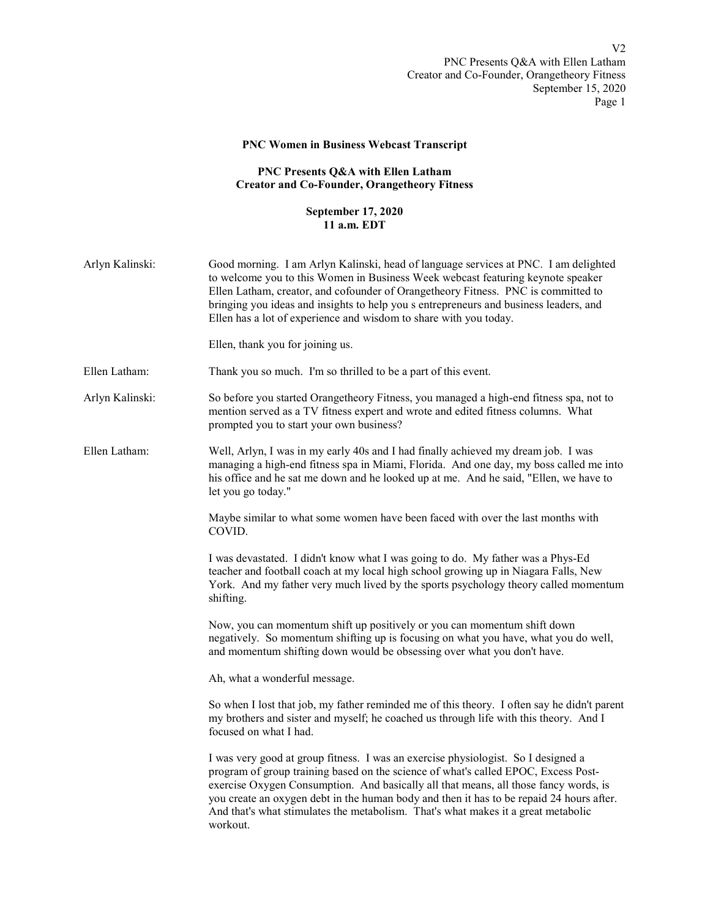**PNC Women in Business Webcast Transcript**

**PNC Presents Q&A with Ellen Latham**
**Creator and Co-Founder, Orangetheory Fitness**

**September 17, 2020**
**11 a.m. EDT**

Arlyn Kalinski: Good morning. I am Arlyn Kalinski, head of language services at PNC. I am delighted to welcome you to this Women in Business Week webcast featuring keynote speaker Ellen Latham, creator, and cofounder of Orangetheory Fitness. PNC is committed to bringing you ideas and insights to help you s entrepreneurs and business leaders, and Ellen has a lot of experience and wisdom to share with you today.

Ellen, thank you for joining us.

Ellen Latham: Thank you so much. I'm so thrilled to be a part of this event.

Arlyn Kalinski: So before you started Orangetheory Fitness, you managed a high-end fitness spa, not to mention served as a TV fitness expert and wrote and edited fitness columns. What prompted you to start your own business?

Ellen Latham: Well, Arlyn, I was in my early 40s and I had finally achieved my dream job. I was managing a high-end fitness spa in Miami, Florida. And one day, my boss called me into his office and he sat me down and he looked up at me. And he said, "Ellen, we have to let you go today."

Maybe similar to what some women have been faced with over the last months with COVID.

I was devastated. I didn't know what I was going to do. My father was a Phys-Ed teacher and football coach at my local high school growing up in Niagara Falls, New York. And my father very much lived by the sports psychology theory called momentum shifting.

Now, you can momentum shift up positively or you can momentum shift down negatively. So momentum shifting up is focusing on what you have, what you do well, and momentum shifting down would be obsessing over what you don't have.

Ah, what a wonderful message.

So when I lost that job, my father reminded me of this theory. I often say he didn't parent my brothers and sister and myself; he coached us through life with this theory. And I focused on what I had.

I was very good at group fitness. I was an exercise physiologist. So I designed a program of group training based on the science of what's called EPOC, Excess Post-exercise Oxygen Consumption. And basically all that means, all those fancy words, is you create an oxygen debt in the human body and then it has to be repaid 24 hours after. And that's what stimulates the metabolism. That's what makes it a great metabolic workout.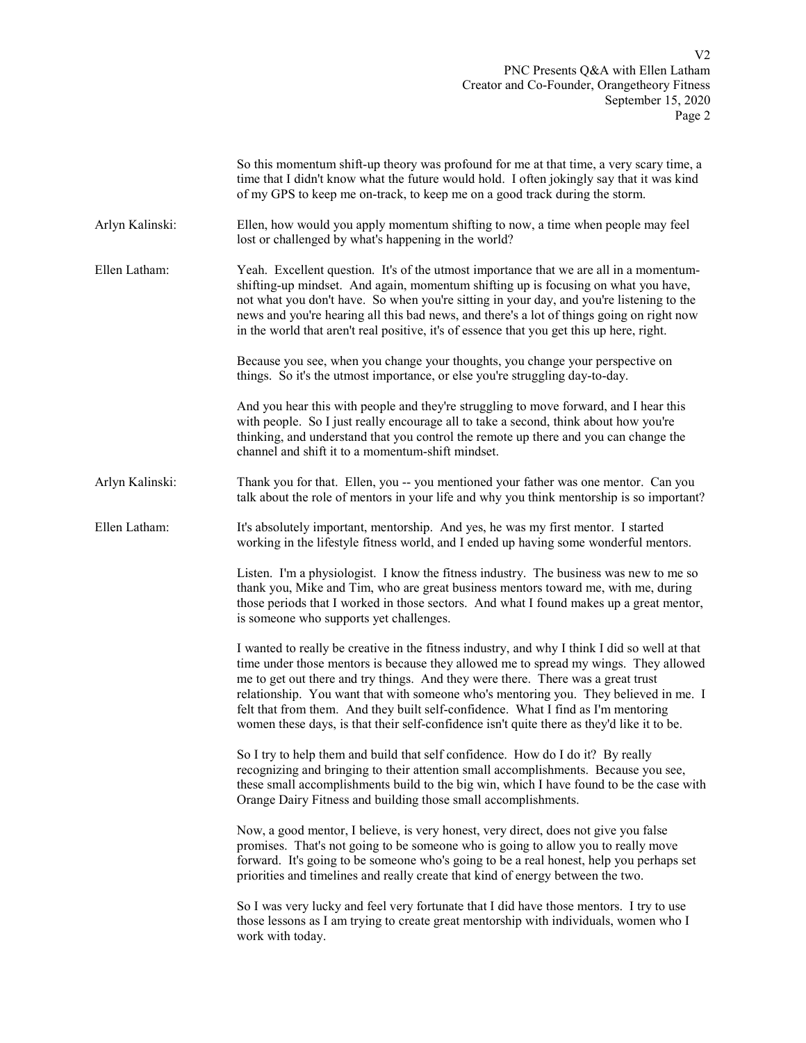So this momentum shift-up theory was profound for me at that time, a very scary time, a time that I didn't know what the future would hold. I often jokingly say that it was kind of my GPS to keep me on-track, to keep me on a good track during the storm.

**Arlyn Kalinski:** Ellen, how would you apply momentum shifting to now, a time when people may feel lost or challenged by what's happening in the world?

**Ellen Latham:** Yeah. Excellent question. It's of the utmost importance that we are all in a momentum-shifting-up mindset. And again, momentum shifting up is focusing on what you have, not what you don't have. So when you're sitting in your day, and you're listening to the news and you're hearing all this bad news, and there's a lot of things going on right now in the world that aren't real positive, it's of essence that you get this up here, right.

Because you see, when you change your thoughts, you change your perspective on things. So it's the utmost importance, or else you're struggling day-to-day.

And you hear this with people and they're struggling to move forward, and I hear this with people. So I just really encourage all to take a second, think about how you're thinking, and understand that you control the remote up there and you can change the channel and shift it to a momentum-shift mindset.

**Arlyn Kalinski:** Thank you for that. Ellen, you -- you mentioned your father was one mentor. Can you talk about the role of mentors in your life and why you think mentorship is so important?

**Ellen Latham:** It's absolutely important, mentorship. And yes, he was my first mentor. I started working in the lifestyle fitness world, and I ended up having some wonderful mentors.

Listen. I'm a physiologist. I know the fitness industry. The business was new to me so thank you, Mike and Tim, who are great business mentors toward me, with me, during those periods that I worked in those sectors. And what I found makes up a great mentor, is someone who supports yet challenges.

I wanted to really be creative in the fitness industry, and why I think I did so well at that time under those mentors is because they allowed me to spread my wings. They allowed me to get out there and try things. And they were there. There was a great trust relationship. You want that with someone who's mentoring you. They believed in me. I felt that from them. And they built self-confidence. What I find as I'm mentoring women these days, is that their self-confidence isn't quite there as they'd like it to be.

So I try to help them and build that self confidence. How do I do it? By really recognizing and bringing to their attention small accomplishments. Because you see, these small accomplishments build to the big win, which I have found to be the case with Orange Dairy Fitness and building those small accomplishments.

Now, a good mentor, I believe, is very honest, very direct, does not give you false promises. That's not going to be someone who is going to allow you to really move forward. It's going to be someone who's going to be a real honest, help you perhaps set priorities and timelines and really create that kind of energy between the two.

So I was very lucky and feel very fortunate that I did have those mentors. I try to use those lessons as I am trying to create great mentorship with individuals, women who I work with today.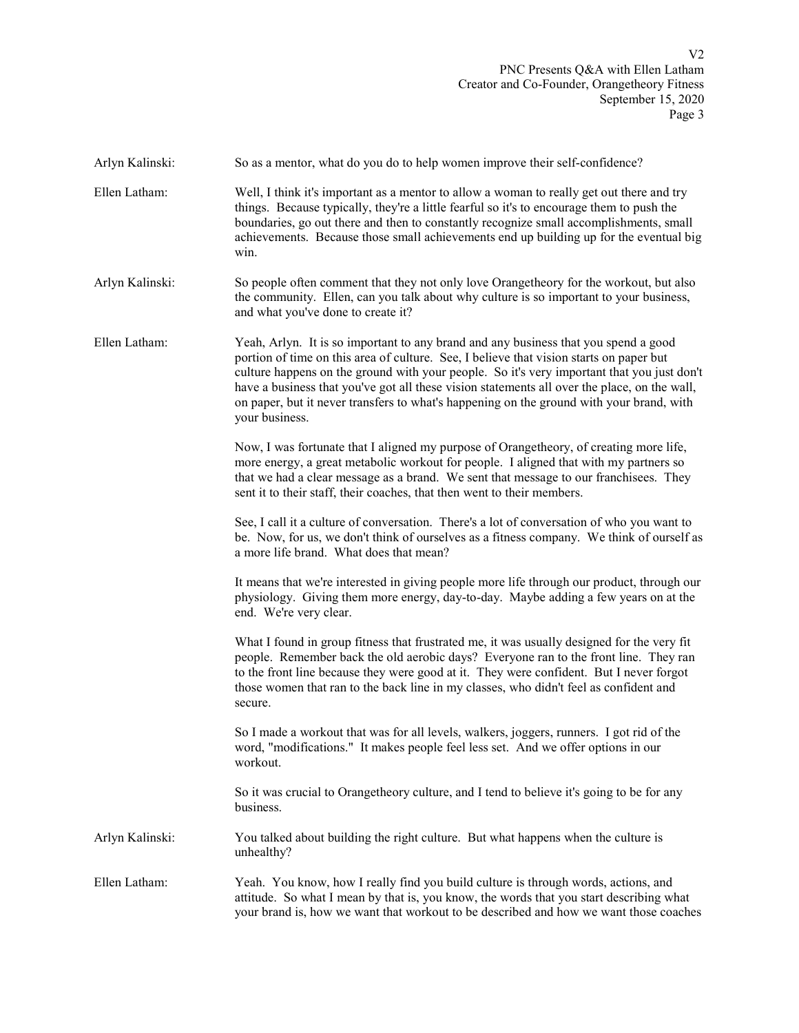**Arlyn Kalinski:** So as a mentor, what do you do to help women improve their self-confidence?

**Ellen Latham:** Well, I think it's important as a mentor to allow a woman to really get out there and try things. Because typically, they're a little fearful so it's to encourage them to push the boundaries, go out there and then to constantly recognize small accomplishments, small achievements. Because those small achievements end up building up for the eventual big win.

**Arlyn Kalinski:** So people often comment that they not only love Orangetheory for the workout, but also the community. Ellen, can you talk about why culture is so important to your business, and what you've done to create it?

**Ellen Latham:** Yeah, Arlyn. It is so important to any brand and any business that you spend a good portion of time on this area of culture. See, I believe that vision starts on paper but culture happens on the ground with your people. So it's very important that you just don't have a business that you've got all these vision statements all over the place, on the wall, on paper, but it never transfers to what's happening on the ground with your brand, with your business.

Now, I was fortunate that I aligned my purpose of Orangetheory, of creating more life, more energy, a great metabolic workout for people. I aligned that with my partners so that we had a clear message as a brand. We sent that message to our franchisees. They sent it to their staff, their coaches, that then went to their members.

See, I call it a culture of conversation. There's a lot of conversation of who you want to be. Now, for us, we don't think of ourselves as a fitness company. We think of ourself as a more life brand. What does that mean?

It means that we're interested in giving people more life through our product, through our physiology. Giving them more energy, day-to-day. Maybe adding a few years on at the end. We're very clear.

What I found in group fitness that frustrated me, it was usually designed for the very fit people. Remember back the old aerobic days? Everyone ran to the front line. They ran to the front line because they were good at it. They were confident. But I never forgot those women that ran to the back line in my classes, who didn't feel as confident and secure.

So I made a workout that was for all levels, walkers, joggers, runners. I got rid of the word, "modifications." It makes people feel less set. And we offer options in our workout.

So it was crucial to Orangetheory culture, and I tend to believe it's going to be for any business.

**Arlyn Kalinski:** You talked about building the right culture. But what happens when the culture is unhealthy?

**Ellen Latham:** Yeah. You know, how I really find you build culture is through words, actions, and attitude. So what I mean by that is, you know, the words that you start describing what your brand is, how we want that workout to be described and how we want those coaches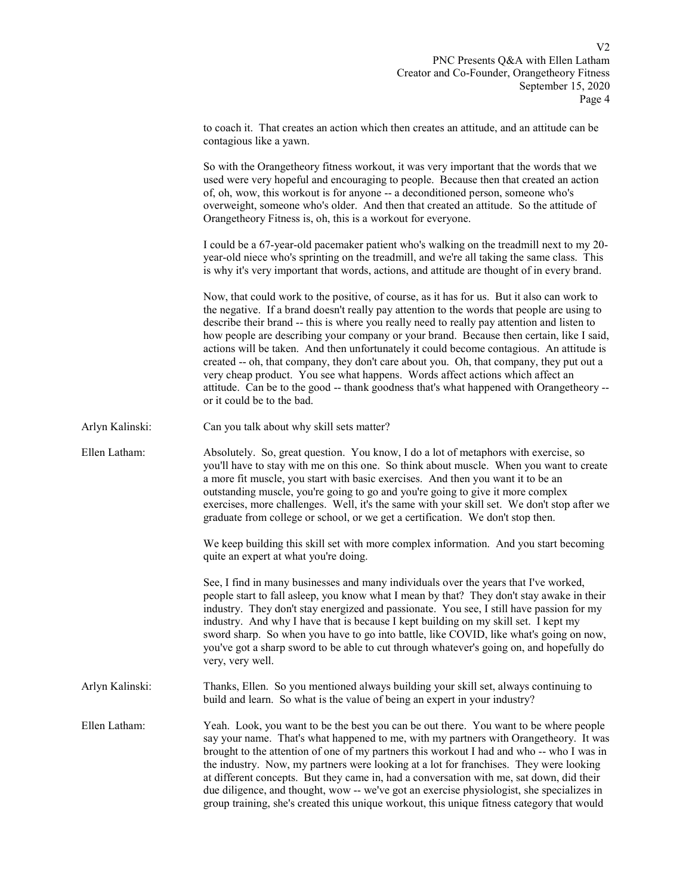to coach it. That creates an action which then creates an attitude, and an attitude can be contagious like a yawn.

So with the Orangetheory fitness workout, it was very important that the words that we used were very hopeful and encouraging to people. Because then that created an action of, oh, wow, this workout is for anyone -- a deconditioned person, someone who's overweight, someone who's older. And then that created an attitude. So the attitude of Orangetheory Fitness is, oh, this is a workout for everyone.

I could be a 67-year-old pacemaker patient who's walking on the treadmill next to my 20-year-old niece who's sprinting on the treadmill, and we're all taking the same class. This is why it's very important that words, actions, and attitude are thought of in every brand.

Now, that could work to the positive, of course, as it has for us. But it also can work to the negative. If a brand doesn't really pay attention to the words that people are using to describe their brand -- this is where you really need to really pay attention and listen to how people are describing your company or your brand. Because then certain, like I said, actions will be taken. And then unfortunately it could become contagious. An attitude is created -- oh, that company, they don't care about you. Oh, that company, they put out a very cheap product. You see what happens. Words affect actions which affect an attitude. Can be to the good -- thank goodness that's what happened with Orangetheory -- or it could be to the bad.

Arlyn Kalinski: Can you talk about why skill sets matter?

Ellen Latham: Absolutely. So, great question. You know, I do a lot of metaphors with exercise, so you'll have to stay with me on this one. So think about muscle. When you want to create a more fit muscle, you start with basic exercises. And then you want it to be an outstanding muscle, you're going to go and you're going to give it more complex exercises, more challenges. Well, it's the same with your skill set. We don't stop after we graduate from college or school, or we get a certification. We don't stop then.

We keep building this skill set with more complex information. And you start becoming quite an expert at what you're doing.

See, I find in many businesses and many individuals over the years that I've worked, people start to fall asleep, you know what I mean by that? They don't stay awake in their industry. They don't stay energized and passionate. You see, I still have passion for my industry. And why I have that is because I kept building on my skill set. I kept my sword sharp. So when you have to go into battle, like COVID, like what's going on now, you've got a sharp sword to be able to cut through whatever's going on, and hopefully do very, very well.

Arlyn Kalinski: Thanks, Ellen. So you mentioned always building your skill set, always continuing to build and learn. So what is the value of being an expert in your industry?

Ellen Latham: Yeah. Look, you want to be the best you can be out there. You want to be where people say your name. That's what happened to me, with my partners with Orangetheory. It was brought to the attention of one of my partners this workout I had and who -- who I was in the industry. Now, my partners were looking at a lot for franchises. They were looking at different concepts. But they came in, had a conversation with me, sat down, did their due diligence, and thought, wow -- we've got an exercise physiologist, she specializes in group training, she's created this unique workout, this unique fitness category that would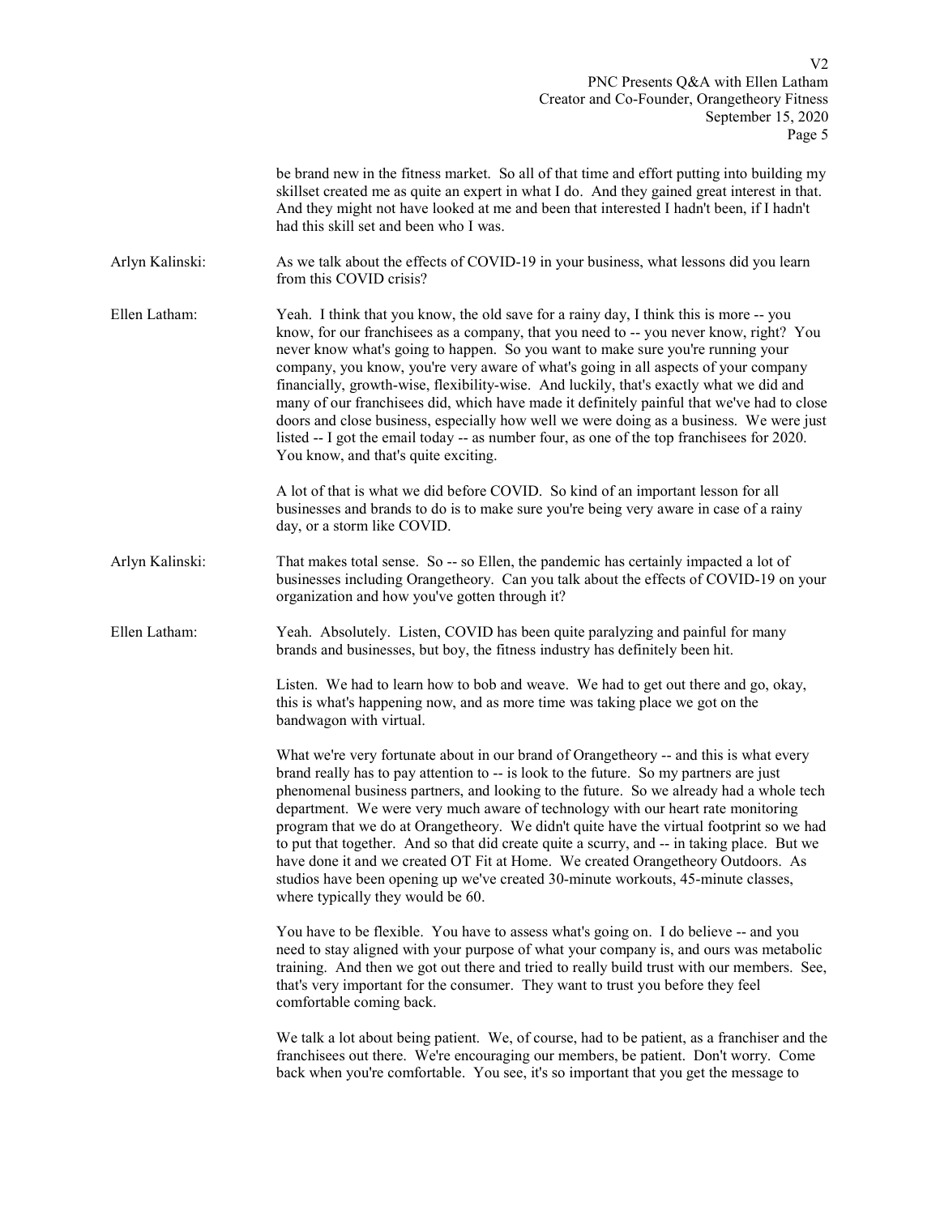be brand new in the fitness market. So all of that time and effort putting into building my skillset created me as quite an expert in what I do. And they gained great interest in that. And they might not have looked at me and been that interested I hadn't been, if I hadn't had this skill set and been who I was.

**Arlyn Kalinski:** As we talk about the effects of COVID-19 in your business, what lessons did you learn from this COVID crisis?

**Ellen Latham:** Yeah. I think that you know, the old save for a rainy day, I think this is more -- you know, for our franchisees as a company, that you need to -- you never know, right? You never know what's going to happen. So you want to make sure you're running your company, you know, you're very aware of what's going in all aspects of your company financially, growth-wise, flexibility-wise. And luckily, that's exactly what we did and many of our franchisees did, which have made it definitely painful that we've had to close doors and close business, especially how well we were doing as a business. We were just listed -- I got the email today -- as number four, as one of the top franchisees for 2020. You know, and that's quite exciting.

A lot of that is what we did before COVID. So kind of an important lesson for all businesses and brands to do is to make sure you're being very aware in case of a rainy day, or a storm like COVID.

**Arlyn Kalinski:** That makes total sense. So -- so Ellen, the pandemic has certainly impacted a lot of businesses including Orangetheory. Can you talk about the effects of COVID-19 on your organization and how you've gotten through it?

**Ellen Latham:** Yeah. Absolutely. Listen, COVID has been quite paralyzing and painful for many brands and businesses, but boy, the fitness industry has definitely been hit.

Listen. We had to learn how to bob and weave. We had to get out there and go, okay, this is what's happening now, and as more time was taking place we got on the bandwagon with virtual.

What we're very fortunate about in our brand of Orangetheory -- and this is what every brand really has to pay attention to -- is look to the future. So my partners are just phenomenal business partners, and looking to the future. So we already had a whole tech department. We were very much aware of technology with our heart rate monitoring program that we do at Orangetheory. We didn't quite have the virtual footprint so we had to put that together. And so that did create quite a scurry, and -- in taking place. But we have done it and we created OT Fit at Home. We created Orangetheory Outdoors. As studios have been opening up we've created 30-minute workouts, 45-minute classes, where typically they would be 60.

You have to be flexible. You have to assess what's going on. I do believe -- and you need to stay aligned with your purpose of what your company is, and ours was metabolic training. And then we got out there and tried to really build trust with our members. See, that's very important for the consumer. They want to trust you before they feel comfortable coming back.

We talk a lot about being patient. We, of course, had to be patient, as a franchiser and the franchisees out there. We're encouraging our members, be patient. Don't worry. Come back when you're comfortable. You see, it's so important that you get the message to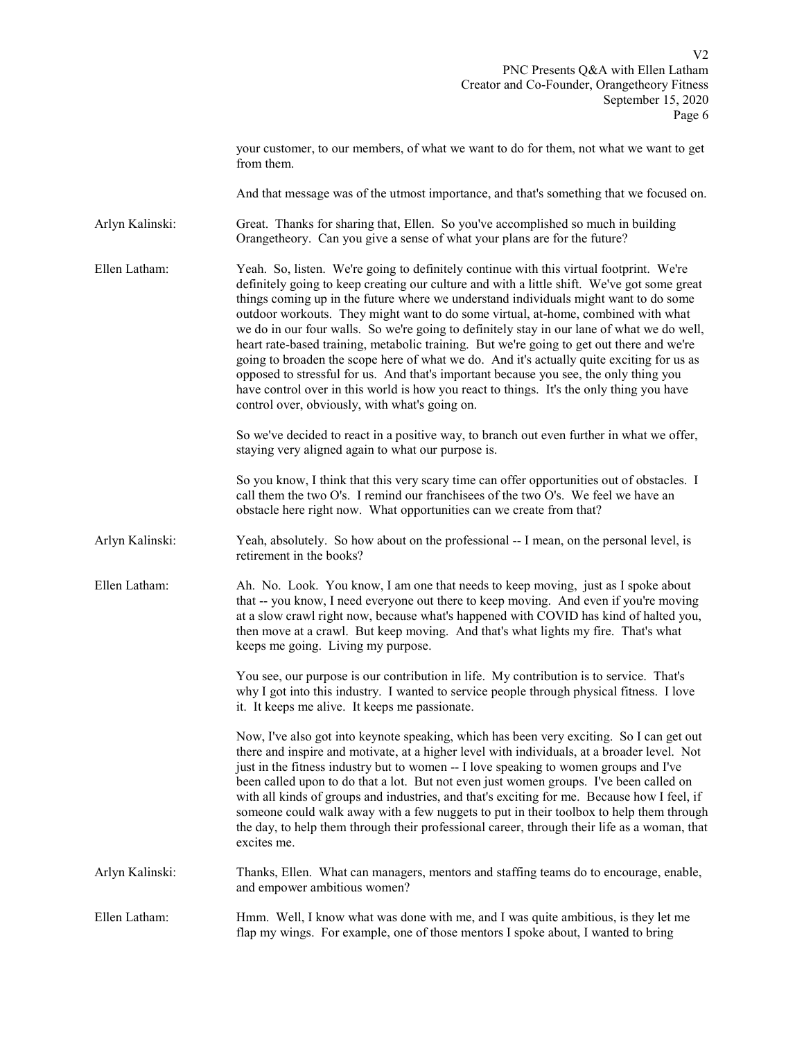your customer, to our members, of what we want to do for them, not what we want to get from them.

And that message was of the utmost importance, and that's something that we focused on.

**Arlyn Kalinski:** Great. Thanks for sharing that, Ellen. So you've accomplished so much in building Orangetheory. Can you give a sense of what your plans are for the future?

**Ellen Latham:** Yeah. So, listen. We're going to definitely continue with this virtual footprint. We're definitely going to keep creating our culture and with a little shift. We've got some great things coming up in the future where we understand individuals might want to do some outdoor workouts. They might want to do some virtual, at-home, combined with what we do in our four walls. So we're going to definitely stay in our lane of what we do well, heart rate-based training, metabolic training. But we're going to get out there and we're going to broaden the scope here of what we do. And it's actually quite exciting for us as opposed to stressful for us. And that's important because you see, the only thing you have control over in this world is how you react to things. It's the only thing you have control over, obviously, with what's going on.

So we've decided to react in a positive way, to branch out even further in what we offer, staying very aligned again to what our purpose is.

So you know, I think that this very scary time can offer opportunities out of obstacles. I call them the two O's. I remind our franchisees of the two O's. We feel we have an obstacle here right now. What opportunities can we create from that?

**Arlyn Kalinski:** Yeah, absolutely. So how about on the professional -- I mean, on the personal level, is retirement in the books?

**Ellen Latham:** Ah. No. Look. You know, I am one that needs to keep moving, just as I spoke about that -- you know, I need everyone out there to keep moving. And even if you're moving at a slow crawl right now, because what's happened with COVID has kind of halted you, then move at a crawl. But keep moving. And that's what lights my fire. That's what keeps me going. Living my purpose.

You see, our purpose is our contribution in life. My contribution is to service. That's why I got into this industry. I wanted to service people through physical fitness. I love it. It keeps me alive. It keeps me passionate.

Now, I've also got into keynote speaking, which has been very exciting. So I can get out there and inspire and motivate, at a higher level with individuals, at a broader level. Not just in the fitness industry but to women -- I love speaking to women groups and I've been called upon to do that a lot. But not even just women groups. I've been called on with all kinds of groups and industries, and that's exciting for me. Because how I feel, if someone could walk away with a few nuggets to put in their toolbox to help them through the day, to help them through their professional career, through their life as a woman, that excites me.

**Arlyn Kalinski:** Thanks, Ellen. What can managers, mentors and staffing teams do to encourage, enable, and empower ambitious women?

**Ellen Latham:** Hmm. Well, I know what was done with me, and I was quite ambitious, is they let me flap my wings. For example, one of those mentors I spoke about, I wanted to bring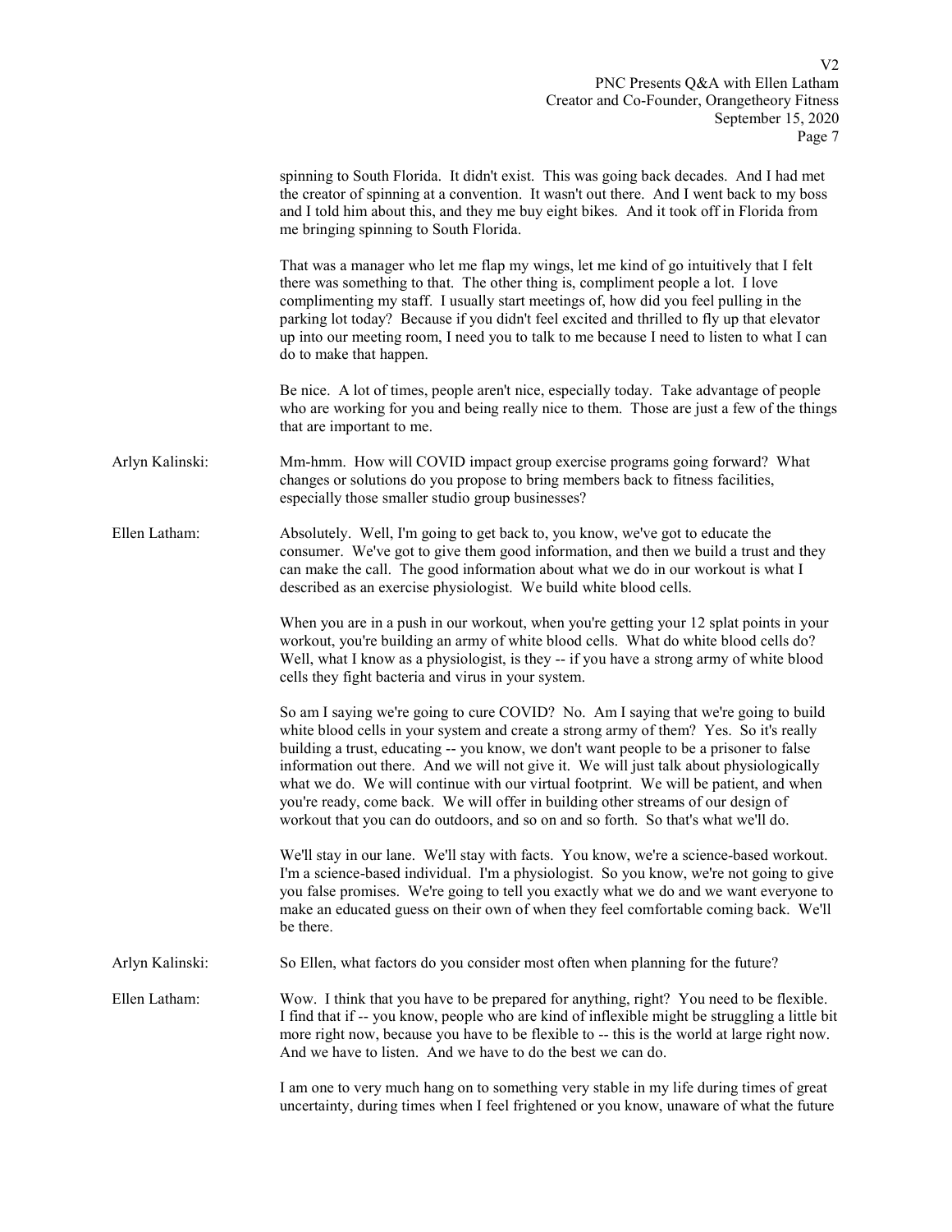spinning to South Florida. It didn't exist. This was going back decades. And I had met the creator of spinning at a convention. It wasn't out there. And I went back to my boss and I told him about this, and they me buy eight bikes. And it took off in Florida from me bringing spinning to South Florida.

That was a manager who let me flap my wings, let me kind of go intuitively that I felt there was something to that. The other thing is, compliment people a lot. I love complimenting my staff. I usually start meetings of, how did you feel pulling in the parking lot today? Because if you didn't feel excited and thrilled to fly up that elevator up into our meeting room, I need you to talk to me because I need to listen to what I can do to make that happen.

Be nice. A lot of times, people aren't nice, especially today. Take advantage of people who are working for you and being really nice to them. Those are just a few of the things that are important to me.

Arlyn Kalinski: Mm-hmm. How will COVID impact group exercise programs going forward? What changes or solutions do you propose to bring members back to fitness facilities, especially those smaller studio group businesses?

Ellen Latham: Absolutely. Well, I'm going to get back to, you know, we've got to educate the consumer. We've got to give them good information, and then we build a trust and they can make the call. The good information about what we do in our workout is what I described as an exercise physiologist. We build white blood cells.

When you are in a push in our workout, when you're getting your 12 splat points in your workout, you're building an army of white blood cells. What do white blood cells do? Well, what I know as a physiologist, is they -- if you have a strong army of white blood cells they fight bacteria and virus in your system.

So am I saying we're going to cure COVID? No. Am I saying that we're going to build white blood cells in your system and create a strong army of them? Yes. So it's really building a trust, educating -- you know, we don't want people to be a prisoner to false information out there. And we will not give it. We will just talk about physiologically what we do. We will continue with our virtual footprint. We will be patient, and when you're ready, come back. We will offer in building other streams of our design of workout that you can do outdoors, and so on and so forth. So that's what we'll do.

We'll stay in our lane. We'll stay with facts. You know, we're a science-based workout. I'm a science-based individual. I'm a physiologist. So you know, we're not going to give you false promises. We're going to tell you exactly what we do and we want everyone to make an educated guess on their own of when they feel comfortable coming back. We'll be there.

Arlyn Kalinski: So Ellen, what factors do you consider most often when planning for the future?

Ellen Latham: Wow. I think that you have to be prepared for anything, right? You need to be flexible. I find that if -- you know, people who are kind of inflexible might be struggling a little bit more right now, because you have to be flexible to -- this is the world at large right now. And we have to listen. And we have to do the best we can do.

I am one to very much hang on to something very stable in my life during times of great uncertainty, during times when I feel frightened or you know, unaware of what the future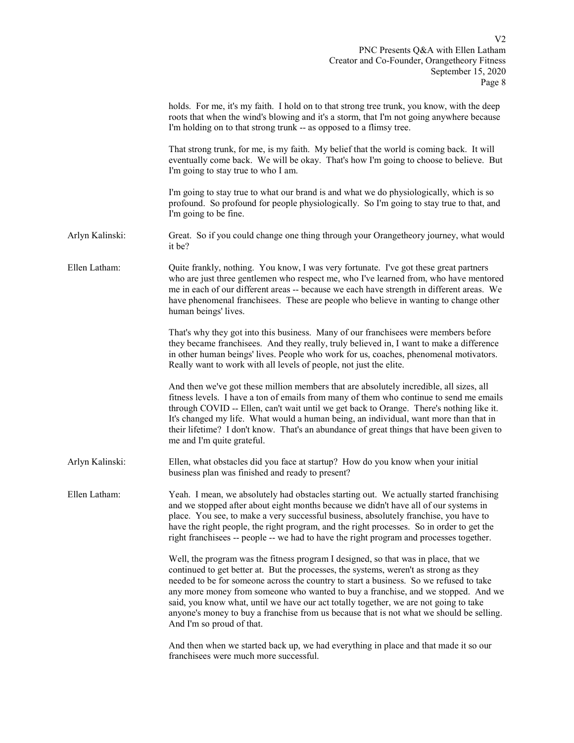holds. For me, it's my faith. I hold on to that strong tree trunk, you know, with the deep roots that when the wind's blowing and it's a storm, that I'm not going anywhere because I'm holding on to that strong trunk -- as opposed to a flimsy tree.

That strong trunk, for me, is my faith. My belief that the world is coming back. It will eventually come back. We will be okay. That's how I'm going to choose to believe. But I'm going to stay true to who I am.

I'm going to stay true to what our brand is and what we do physiologically, which is so profound. So profound for people physiologically. So I'm going to stay true to that, and I'm going to be fine.

**Arlyn Kalinski:** Great. So if you could change one thing through your Orangetheory journey, what would it be?

**Ellen Latham:** Quite frankly, nothing. You know, I was very fortunate. I've got these great partners who are just three gentlemen who respect me, who I've learned from, who have mentored me in each of our different areas -- because we each have strength in different areas. We have phenomenal franchisees. These are people who believe in wanting to change other human beings' lives.

That's why they got into this business. Many of our franchisees were members before they became franchisees. And they really, truly believed in, I want to make a difference in other human beings' lives. People who work for us, coaches, phenomenal motivators. Really want to work with all levels of people, not just the elite.

And then we've got these million members that are absolutely incredible, all sizes, all fitness levels. I have a ton of emails from many of them who continue to send me emails through COVID -- Ellen, can't wait until we get back to Orange. There's nothing like it. It's changed my life. What would a human being, an individual, want more than that in their lifetime? I don't know. That's an abundance of great things that have been given to me and I'm quite grateful.

**Arlyn Kalinski:** Ellen, what obstacles did you face at startup? How do you know when your initial business plan was finished and ready to present?

**Ellen Latham:** Yeah. I mean, we absolutely had obstacles starting out. We actually started franchising and we stopped after about eight months because we didn't have all of our systems in place. You see, to make a very successful business, absolutely franchise, you have to have the right people, the right program, and the right processes. So in order to get the right franchisees -- people -- we had to have the right program and processes together.

Well, the program was the fitness program I designed, so that was in place, that we continued to get better at. But the processes, the systems, weren't as strong as they needed to be for someone across the country to start a business. So we refused to take any more money from someone who wanted to buy a franchise, and we stopped. And we said, you know what, until we have our act totally together, we are not going to take anyone's money to buy a franchise from us because that is not what we should be selling. And I'm so proud of that.

And then when we started back up, we had everything in place and that made it so our franchisees were much more successful.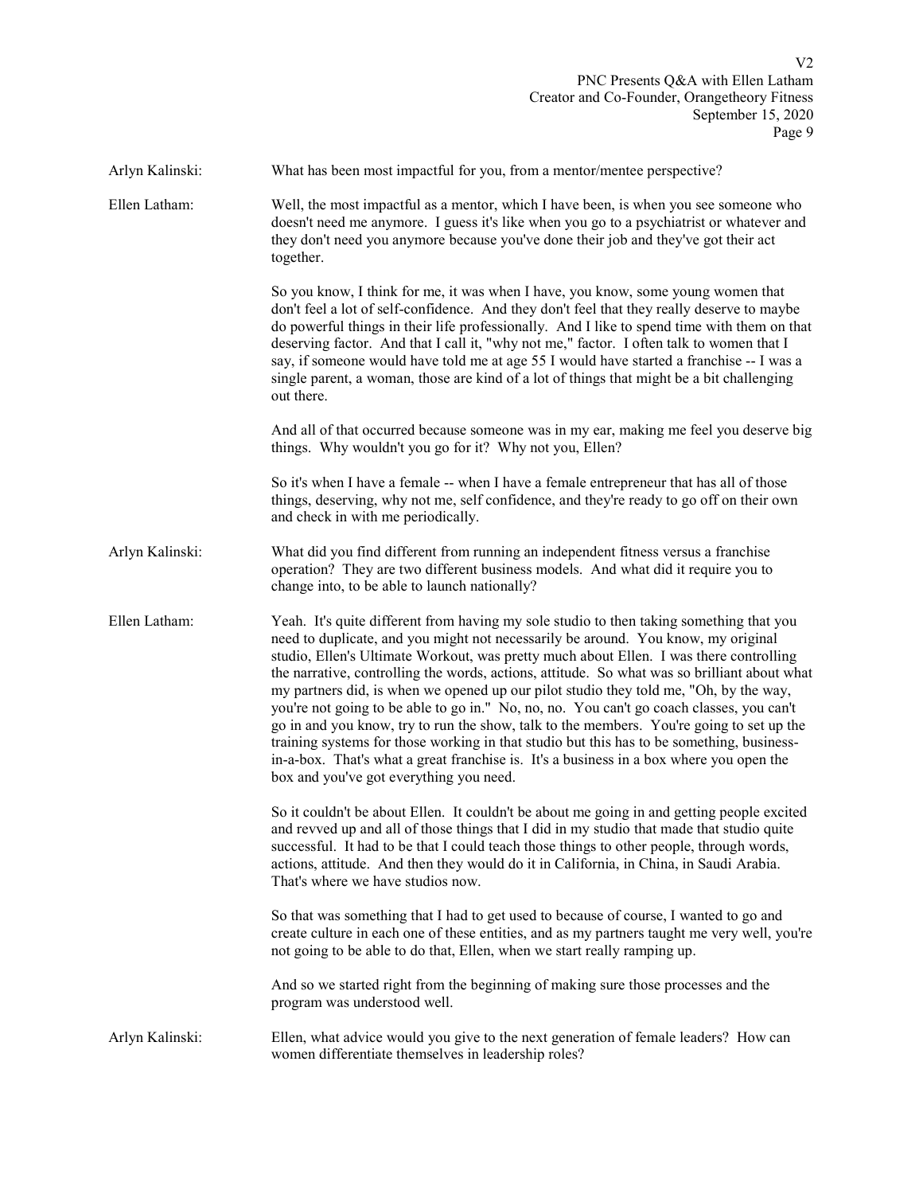Arlyn Kalinski: What has been most impactful for you, from a mentor/mentee perspective?

Ellen Latham: Well, the most impactful as a mentor, which I have been, is when you see someone who doesn't need me anymore. I guess it's like when you go to a psychiatrist or whatever and they don't need you anymore because you've done their job and they've got their act together.

So you know, I think for me, it was when I have, you know, some young women that don't feel a lot of self-confidence. And they don't feel that they really deserve to maybe do powerful things in their life professionally. And I like to spend time with them on that deserving factor. And that I call it, "why not me," factor. I often talk to women that I say, if someone would have told me at age 55 I would have started a franchise -- I was a single parent, a woman, those are kind of a lot of things that might be a bit challenging out there.

And all of that occurred because someone was in my ear, making me feel you deserve big things. Why wouldn't you go for it? Why not you, Ellen?

So it's when I have a female -- when I have a female entrepreneur that has all of those things, deserving, why not me, self confidence, and they're ready to go off on their own and check in with me periodically.

Arlyn Kalinski: What did you find different from running an independent fitness versus a franchise operation? They are two different business models. And what did it require you to change into, to be able to launch nationally?

Ellen Latham: Yeah. It's quite different from having my sole studio to then taking something that you need to duplicate, and you might not necessarily be around. You know, my original studio, Ellen's Ultimate Workout, was pretty much about Ellen. I was there controlling the narrative, controlling the words, actions, attitude. So what was so brilliant about what my partners did, is when we opened up our pilot studio they told me, "Oh, by the way, you're not going to be able to go in." No, no, no. You can't go coach classes, you can't go in and you know, try to run the show, talk to the members. You're going to set up the training systems for those working in that studio but this has to be something, business-in-a-box. That's what a great franchise is. It's a business in a box where you open the box and you've got everything you need.

So it couldn't be about Ellen. It couldn't be about me going in and getting people excited and revved up and all of those things that I did in my studio that made that studio quite successful. It had to be that I could teach those things to other people, through words, actions, attitude. And then they would do it in California, in China, in Saudi Arabia. That's where we have studios now.

So that was something that I had to get used to because of course, I wanted to go and create culture in each one of these entities, and as my partners taught me very well, you're not going to be able to do that, Ellen, when we start really ramping up.

And so we started right from the beginning of making sure those processes and the program was understood well.

Arlyn Kalinski: Ellen, what advice would you give to the next generation of female leaders? How can women differentiate themselves in leadership roles?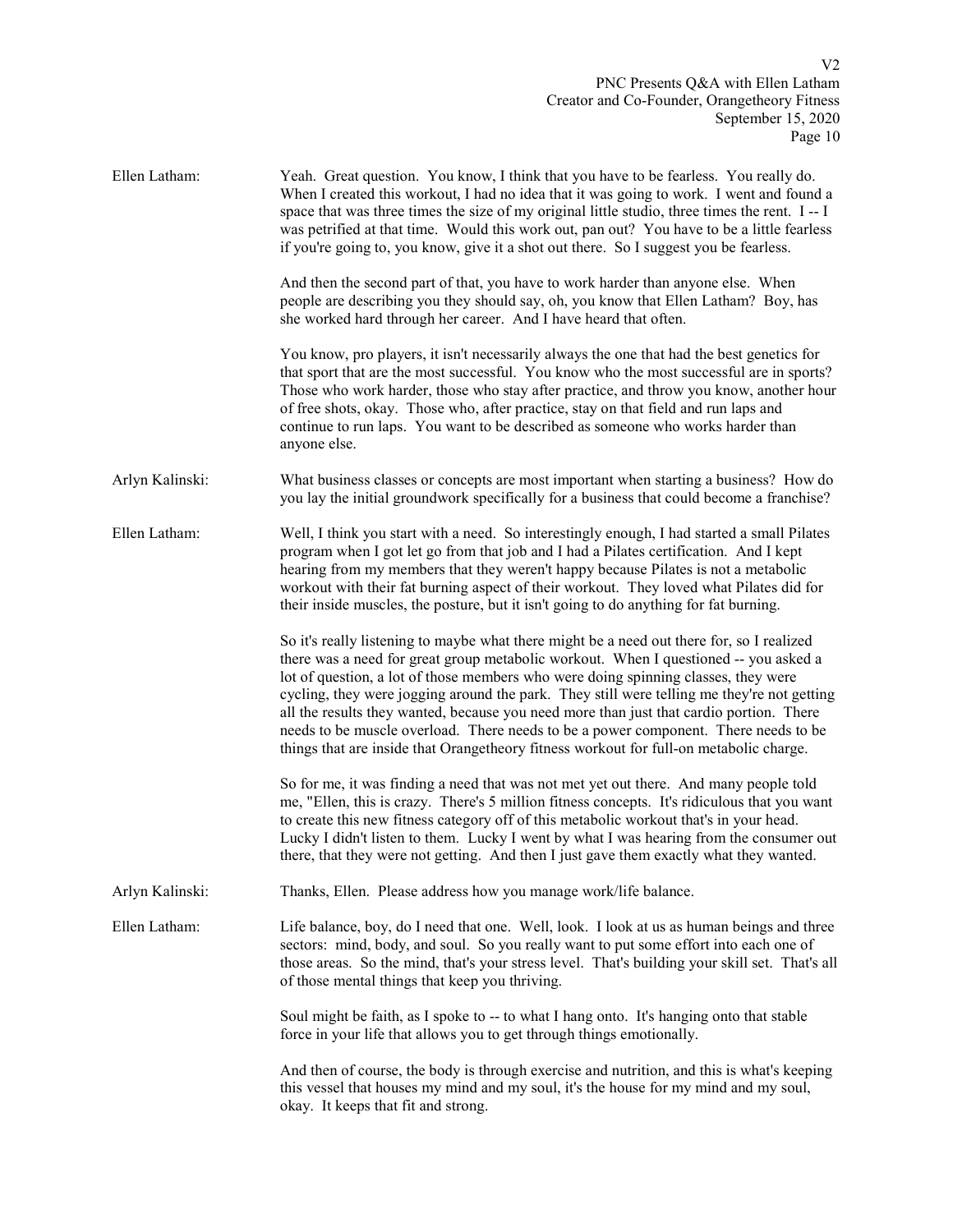**Ellen Latham:** Yeah. Great question. You know, I think that you have to be fearless. You really do. When I created this workout, I had no idea that it was going to work. I went and found a space that was three times the size of my original little studio, three times the rent. I -- I was petrified at that time. Would this work out, pan out? You have to be a little fearless if you're going to, you know, give it a shot out there. So I suggest you be fearless.

And then the second part of that, you have to work harder than anyone else. When people are describing you they should say, oh, you know that Ellen Latham? Boy, has she worked hard through her career. And I have heard that often.

You know, pro players, it isn't necessarily always the one that had the best genetics for that sport that are the most successful. You know who the most successful are in sports? Those who work harder, those who stay after practice, and throw you know, another hour of free shots, okay. Those who, after practice, stay on that field and run laps and continue to run laps. You want to be described as someone who works harder than anyone else.

**Arlyn Kalinski:** What business classes or concepts are most important when starting a business? How do you lay the initial groundwork specifically for a business that could become a franchise?

**Ellen Latham:** Well, I think you start with a need. So interestingly enough, I had started a small Pilates program when I got let go from that job and I had a Pilates certification. And I kept hearing from my members that they weren't happy because Pilates is not a metabolic workout with their fat burning aspect of their workout. They loved what Pilates did for their inside muscles, the posture, but it isn't going to do anything for fat burning.

So it's really listening to maybe what there might be a need out there for, so I realized there was a need for great group metabolic workout. When I questioned -- you asked a lot of question, a lot of those members who were doing spinning classes, they were cycling, they were jogging around the park. They still were telling me they're not getting all the results they wanted, because you need more than just that cardio portion. There needs to be muscle overload. There needs to be a power component. There needs to be things that are inside that Orangetheory fitness workout for full-on metabolic charge.

So for me, it was finding a need that was not met yet out there. And many people told me, "Ellen, this is crazy. There's 5 million fitness concepts. It's ridiculous that you want to create this new fitness category off of this metabolic workout that's in your head. Lucky I didn't listen to them. Lucky I went by what I was hearing from the consumer out there, that they were not getting. And then I just gave them exactly what they wanted.

**Arlyn Kalinski:** Thanks, Ellen. Please address how you manage work/life balance.

**Ellen Latham:** Life balance, boy, do I need that one. Well, look. I look at us as human beings and three sectors: mind, body, and soul. So you really want to put some effort into each one of those areas. So the mind, that's your stress level. That's building your skill set. That's all of those mental things that keep you thriving.

Soul might be faith, as I spoke to -- to what I hang onto. It's hanging onto that stable force in your life that allows you to get through things emotionally.

And then of course, the body is through exercise and nutrition, and this is what's keeping this vessel that houses my mind and my soul, it's the house for my mind and my soul, okay. It keeps that fit and strong.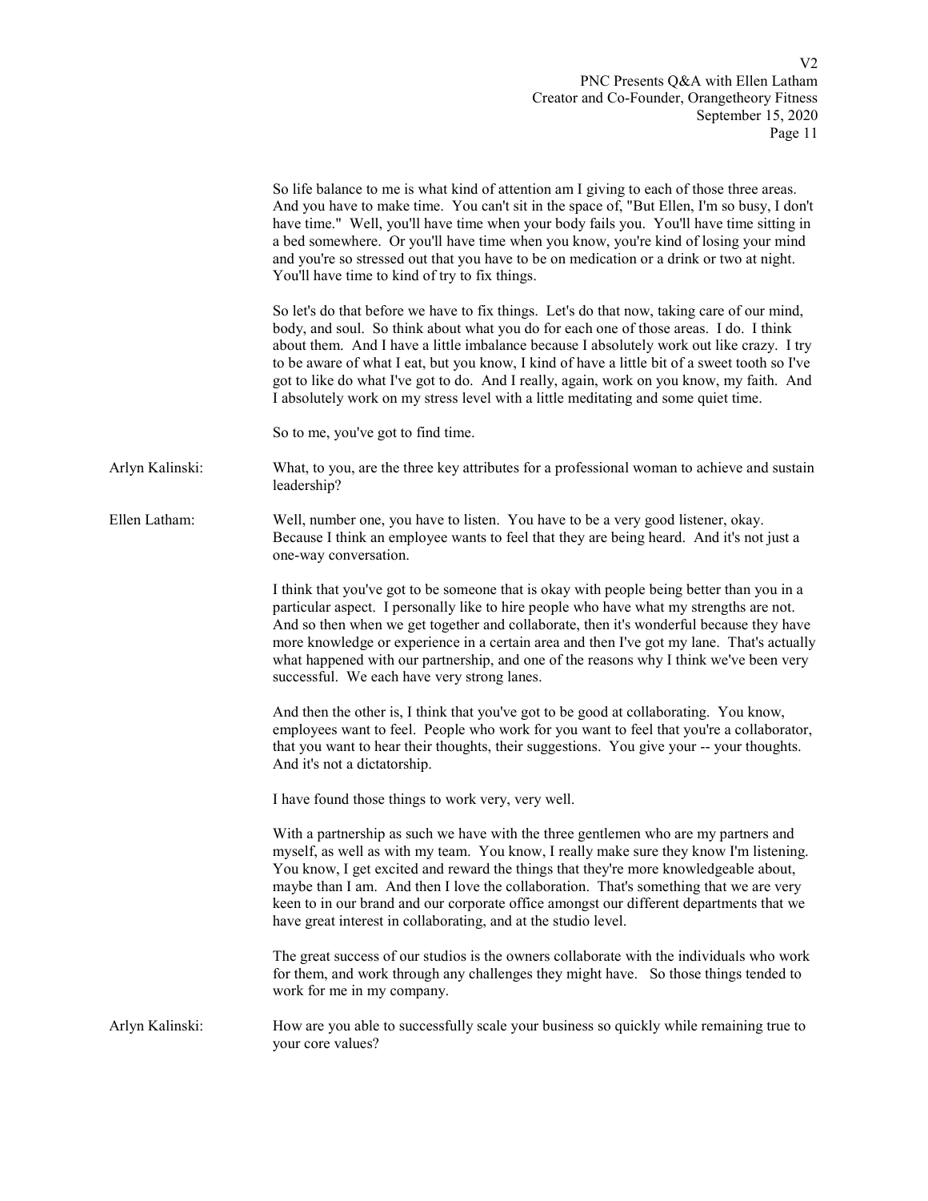So life balance to me is what kind of attention am I giving to each of those three areas. And you have to make time. You can't sit in the space of, "But Ellen, I'm so busy, I don't have time." Well, you'll have time when your body fails you. You'll have time sitting in a bed somewhere. Or you'll have time when you know, you're kind of losing your mind and you're so stressed out that you have to be on medication or a drink or two at night. You'll have time to kind of try to fix things.

So let's do that before we have to fix things. Let's do that now, taking care of our mind, body, and soul. So think about what you do for each one of those areas. I do. I think about them. And I have a little imbalance because I absolutely work out like crazy. I try to be aware of what I eat, but you know, I kind of have a little bit of a sweet tooth so I've got to like do what I've got to do. And I really, again, work on you know, my faith. And I absolutely work on my stress level with a little meditating and some quiet time.

So to me, you've got to find time.

**Arlyn Kalinski:** What, to you, are the three key attributes for a professional woman to achieve and sustain leadership?

**Ellen Latham:** Well, number one, you have to listen. You have to be a very good listener, okay. Because I think an employee wants to feel that they are being heard. And it's not just a one-way conversation.

I think that you've got to be someone that is okay with people being better than you in a particular aspect. I personally like to hire people who have what my strengths are not. And so then when we get together and collaborate, then it's wonderful because they have more knowledge or experience in a certain area and then I've got my lane. That's actually what happened with our partnership, and one of the reasons why I think we've been very successful. We each have very strong lanes.

And then the other is, I think that you've got to be good at collaborating. You know, employees want to feel. People who work for you want to feel that you're a collaborator, that you want to hear their thoughts, their suggestions. You give your -- your thoughts. And it's not a dictatorship.

I have found those things to work very, very well.

With a partnership as such we have with the three gentlemen who are my partners and myself, as well as with my team. You know, I really make sure they know I'm listening. You know, I get excited and reward the things that they're more knowledgeable about, maybe than I am. And then I love the collaboration. That's something that we are very keen to in our brand and our corporate office amongst our different departments that we have great interest in collaborating, and at the studio level.

The great success of our studios is the owners collaborate with the individuals who work for them, and work through any challenges they might have. So those things tended to work for me in my company.

**Arlyn Kalinski:** How are you able to successfully scale your business so quickly while remaining true to your core values?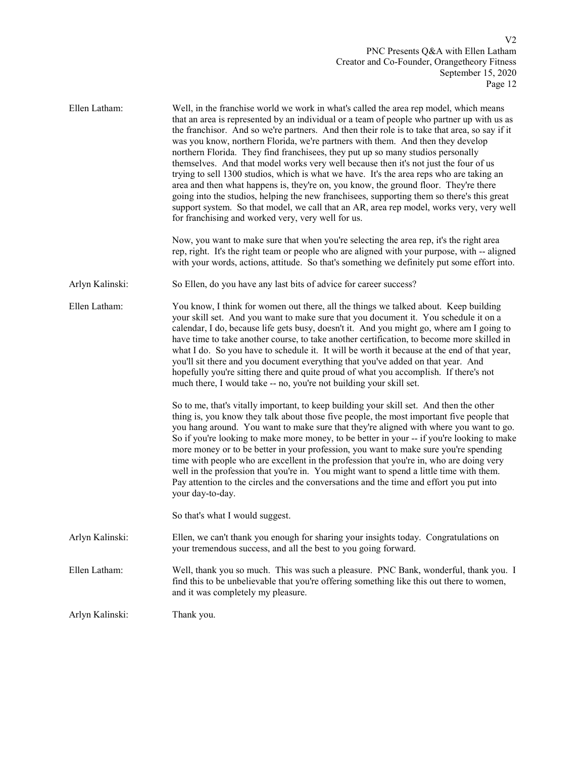**Ellen Latham:** Well, in the franchise world we work in what's called the area rep model, which means that an area is represented by an individual or a team of people who partner up with us as the franchisor. And so we're partners. And then their role is to take that area, so say if it was you know, northern Florida, we're partners with them. And then they develop northern Florida. They find franchisees, they put up so many studios personally themselves. And that model works very well because then it's not just the four of us trying to sell 1300 studios, which is what we have. It's the area reps who are taking an area and then what happens is, they're on, you know, the ground floor. They're there going into the studios, helping the new franchisees, supporting them so there's this great support system. So that model, we call that an AR, area rep model, works very, very well for franchising and worked very, very well for us.

Now, you want to make sure that when you're selecting the area rep, it's the right area rep, right. It's the right team or people who are aligned with your purpose, with -- aligned with your words, actions, attitude. So that's something we definitely put some effort into.

**Arlyn Kalinski:** So Ellen, do you have any last bits of advice for career success?

**Ellen Latham:** You know, I think for women out there, all the things we talked about. Keep building your skill set. And you want to make sure that you document it. You schedule it on a calendar, I do, because life gets busy, doesn't it. And you might go, where am I going to have time to take another course, to take another certification, to become more skilled in what I do. So you have to schedule it. It will be worth it because at the end of that year, you'll sit there and you document everything that you've added on that year. And hopefully you're sitting there and quite proud of what you accomplish. If there's not much there, I would take -- no, you're not building your skill set.

So to me, that's vitally important, to keep building your skill set. And then the other thing is, you know they talk about those five people, the most important five people that you hang around. You want to make sure that they're aligned with where you want to go. So if you're looking to make more money, to be better in your -- if you're looking to make more money or to be better in your profession, you want to make sure you're spending time with people who are excellent in the profession that you're in, who are doing very well in the profession that you're in. You might want to spend a little time with them. Pay attention to the circles and the conversations and the time and effort you put into your day-to-day.

So that's what I would suggest.

**Arlyn Kalinski:** Ellen, we can't thank you enough for sharing your insights today. Congratulations on your tremendous success, and all the best to you going forward.

**Ellen Latham:** Well, thank you so much. This was such a pleasure. PNC Bank, wonderful, thank you. I find this to be unbelievable that you're offering something like this out there to women, and it was completely my pleasure.

**Arlyn Kalinski:** Thank you.